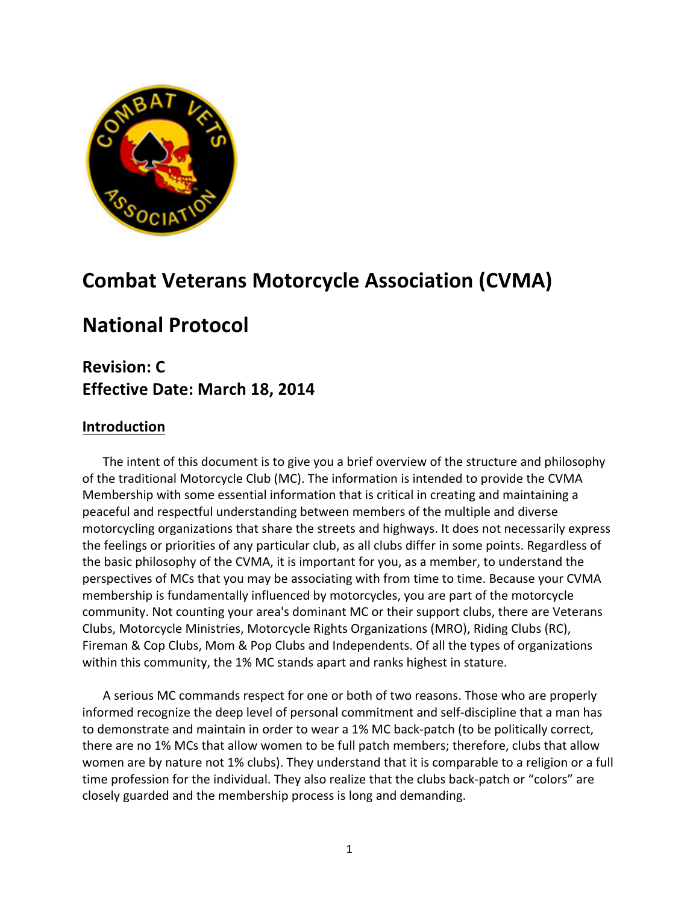# Combat Veterans Motorcycle Association (CVMA)

# National Protocol

### Revision: C
### Effective Date: March 18, 2014

## Introduction

The intent of this document is to give you a brief overview of the structure and philosophy of the traditional Motorcycle Club (MC). The information is intended to provide the CVMA Membership with some essential information that is critical in creating and maintaining a peaceful and respectful understanding between members of the multiple and diverse motorcycling organizations that share the streets and highways. It does not necessarily express the feelings or priorities of any particular club, as all clubs differ in some points. Regardless of the basic philosophy of the CVMA, it is important for you, as a member, to understand the perspectives of MCs that you may be associating with from time to time. Because your CVMA membership is fundamentally influenced by motorcycles, you are part of the motorcycle community. Not counting your area's dominant MC or their support clubs, there are Veterans Clubs, Motorcycle Ministries, Motorcycle Rights Organizations (MRO), Riding Clubs (RC), Fireman & Cop Clubs, Mom & Pop Clubs and Independents. Of all the types of organizations within this community, the 1% MC stands apart and ranks highest in stature.

A serious MC commands respect for one or both of two reasons. Those who are properly informed recognize the deep level of personal commitment and self-discipline that a man has to demonstrate and maintain in order to wear a 1% MC back-patch (to be politically correct, there are no 1% MCs that allow women to be full patch members; therefore, clubs that allow women are by nature not 1% clubs). They understand that it is comparable to a religion or a full time profession for the individual. They also realize that the clubs back-patch or "colors" are closely guarded and the membership process is long and demanding.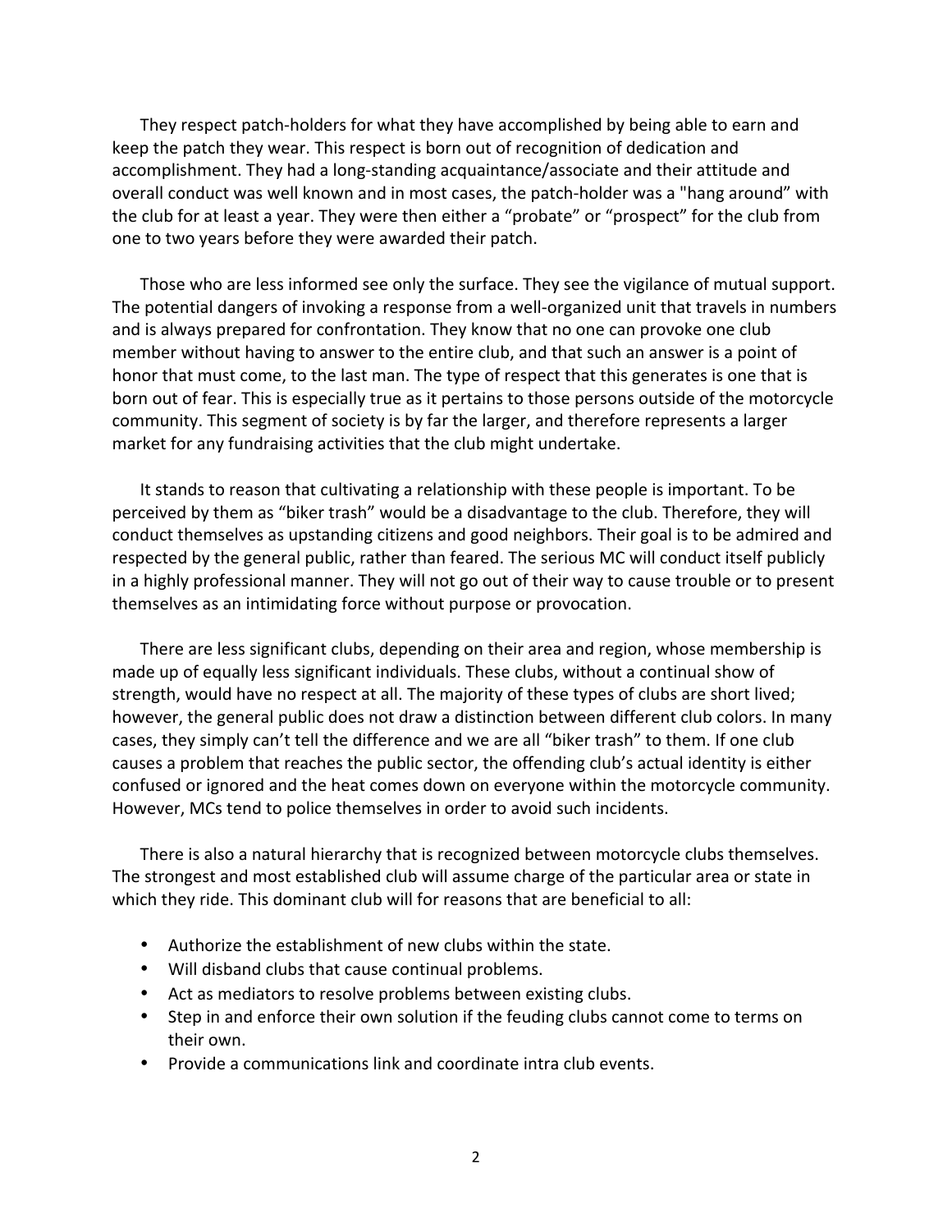They respect patch-holders for what they have accomplished by being able to earn and keep the patch they wear. This respect is born out of recognition of dedication and accomplishment. They had a long-standing acquaintance/associate and their attitude and overall conduct was well known and in most cases, the patch-holder was a "hang around" with the club for at least a year. They were then either a "probate" or "prospect" for the club from one to two years before they were awarded their patch.

Those who are less informed see only the surface. They see the vigilance of mutual support. The potential dangers of invoking a response from a well-organized unit that travels in numbers and is always prepared for confrontation. They know that no one can provoke one club member without having to answer to the entire club, and that such an answer is a point of honor that must come, to the last man. The type of respect that this generates is one that is born out of fear. This is especially true as it pertains to those persons outside of the motorcycle community. This segment of society is by far the larger, and therefore represents a larger market for any fundraising activities that the club might undertake.

It stands to reason that cultivating a relationship with these people is important. To be perceived by them as "biker trash" would be a disadvantage to the club. Therefore, they will conduct themselves as upstanding citizens and good neighbors. Their goal is to be admired and respected by the general public, rather than feared. The serious MC will conduct itself publicly in a highly professional manner. They will not go out of their way to cause trouble or to present themselves as an intimidating force without purpose or provocation.

There are less significant clubs, depending on their area and region, whose membership is made up of equally less significant individuals. These clubs, without a continual show of strength, would have no respect at all. The majority of these types of clubs are short lived; however, the general public does not draw a distinction between different club colors. In many cases, they simply can't tell the difference and we are all "biker trash" to them. If one club causes a problem that reaches the public sector, the offending club's actual identity is either confused or ignored and the heat comes down on everyone within the motorcycle community. However, MCs tend to police themselves in order to avoid such incidents.

There is also a natural hierarchy that is recognized between motorcycle clubs themselves. The strongest and most established club will assume charge of the particular area or state in which they ride. This dominant club will for reasons that are beneficial to all:

- Authorize the establishment of new clubs within the state.
- Will disband clubs that cause continual problems.
- Act as mediators to resolve problems between existing clubs.
- Step in and enforce their own solution if the feuding clubs cannot come to terms on their own.
- Provide a communications link and coordinate intra club events.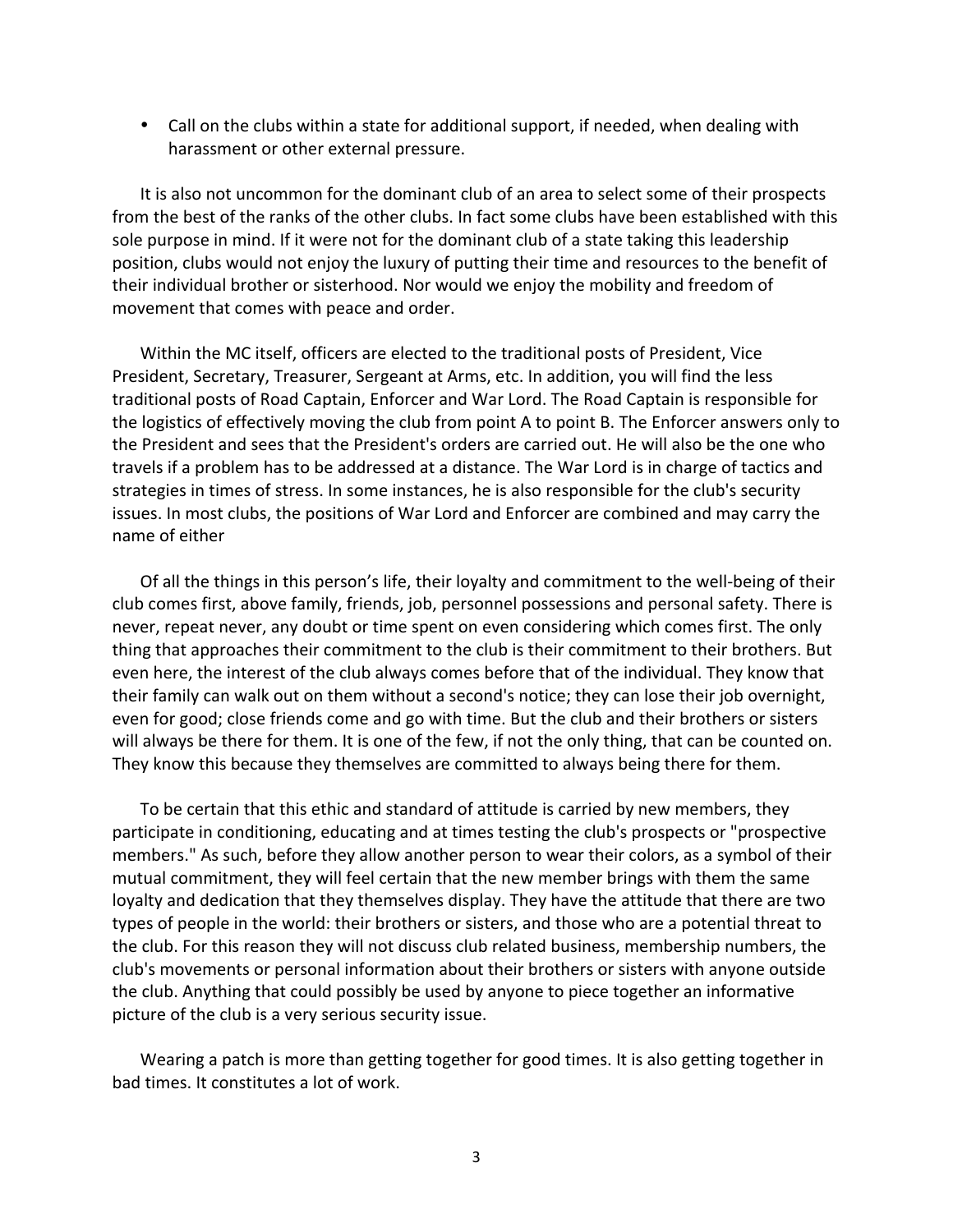- Call on the clubs within a state for additional support, if needed, when dealing with harassment or other external pressure.

It is also not uncommon for the dominant club of an area to select some of their prospects from the best of the ranks of the other clubs. In fact some clubs have been established with this sole purpose in mind. If it were not for the dominant club of a state taking this leadership position, clubs would not enjoy the luxury of putting their time and resources to the benefit of their individual brother or sisterhood. Nor would we enjoy the mobility and freedom of movement that comes with peace and order.

Within the MC itself, officers are elected to the traditional posts of President, Vice President, Secretary, Treasurer, Sergeant at Arms, etc. In addition, you will find the less traditional posts of Road Captain, Enforcer and War Lord. The Road Captain is responsible for the logistics of effectively moving the club from point A to point B. The Enforcer answers only to the President and sees that the President's orders are carried out. He will also be the one who travels if a problem has to be addressed at a distance. The War Lord is in charge of tactics and strategies in times of stress. In some instances, he is also responsible for the club's security issues. In most clubs, the positions of War Lord and Enforcer are combined and may carry the name of either

Of all the things in this person's life, their loyalty and commitment to the well-being of their club comes first, above family, friends, job, personnel possessions and personal safety. There is never, repeat never, any doubt or time spent on even considering which comes first. The only thing that approaches their commitment to the club is their commitment to their brothers. But even here, the interest of the club always comes before that of the individual. They know that their family can walk out on them without a second's notice; they can lose their job overnight, even for good; close friends come and go with time. But the club and their brothers or sisters will always be there for them. It is one of the few, if not the only thing, that can be counted on. They know this because they themselves are committed to always being there for them.

To be certain that this ethic and standard of attitude is carried by new members, they participate in conditioning, educating and at times testing the club's prospects or "prospective members." As such, before they allow another person to wear their colors, as a symbol of their mutual commitment, they will feel certain that the new member brings with them the same loyalty and dedication that they themselves display. They have the attitude that there are two types of people in the world: their brothers or sisters, and those who are a potential threat to the club. For this reason they will not discuss club related business, membership numbers, the club's movements or personal information about their brothers or sisters with anyone outside the club. Anything that could possibly be used by anyone to piece together an informative picture of the club is a very serious security issue.

Wearing a patch is more than getting together for good times. It is also getting together in bad times. It constitutes a lot of work.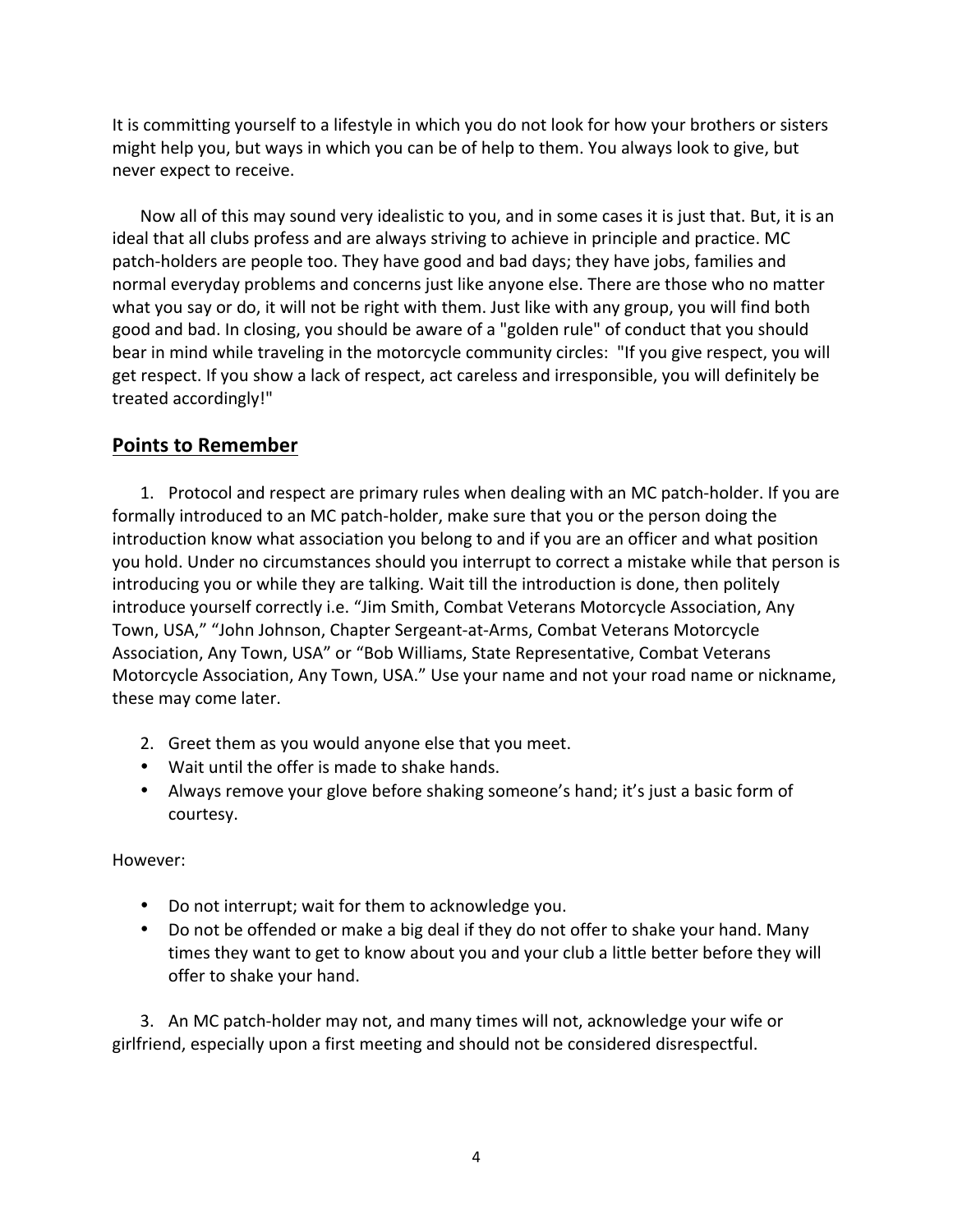It is committing yourself to a lifestyle in which you do not look for how your brothers or sisters might help you, but ways in which you can be of help to them. You always look to give, but never expect to receive.

Now all of this may sound very idealistic to you, and in some cases it is just that. But, it is an ideal that all clubs profess and are always striving to achieve in principle and practice. MC patch-holders are people too. They have good and bad days; they have jobs, families and normal everyday problems and concerns just like anyone else. There are those who no matter what you say or do, it will not be right with them. Just like with any group, you will find both good and bad. In closing, you should be aware of a "golden rule" of conduct that you should bear in mind while traveling in the motorcycle community circles: "If you give respect, you will get respect. If you show a lack of respect, act careless and irresponsible, you will definitely be treated accordingly!"

## Points to Remember

1. Protocol and respect are primary rules when dealing with an MC patch-holder. If you are formally introduced to an MC patch-holder, make sure that you or the person doing the introduction know what association you belong to and if you are an officer and what position you hold. Under no circumstances should you interrupt to correct a mistake while that person is introducing you or while they are talking. Wait till the introduction is done, then politely introduce yourself correctly i.e. "Jim Smith, Combat Veterans Motorcycle Association, Any Town, USA," "John Johnson, Chapter Sergeant-at-Arms, Combat Veterans Motorcycle Association, Any Town, USA" or "Bob Williams, State Representative, Combat Veterans Motorcycle Association, Any Town, USA." Use your name and not your road name or nickname, these may come later.

2. Greet them as you would anyone else that you meet.

- Wait until the offer is made to shake hands.
- Always remove your glove before shaking someone's hand; it's just a basic form of courtesy.

However:

- Do not interrupt; wait for them to acknowledge you.
- Do not be offended or make a big deal if they do not offer to shake your hand. Many times they want to get to know about you and your club a little better before they will offer to shake your hand.

3. An MC patch-holder may not, and many times will not, acknowledge your wife or girlfriend, especially upon a first meeting and should not be considered disrespectful.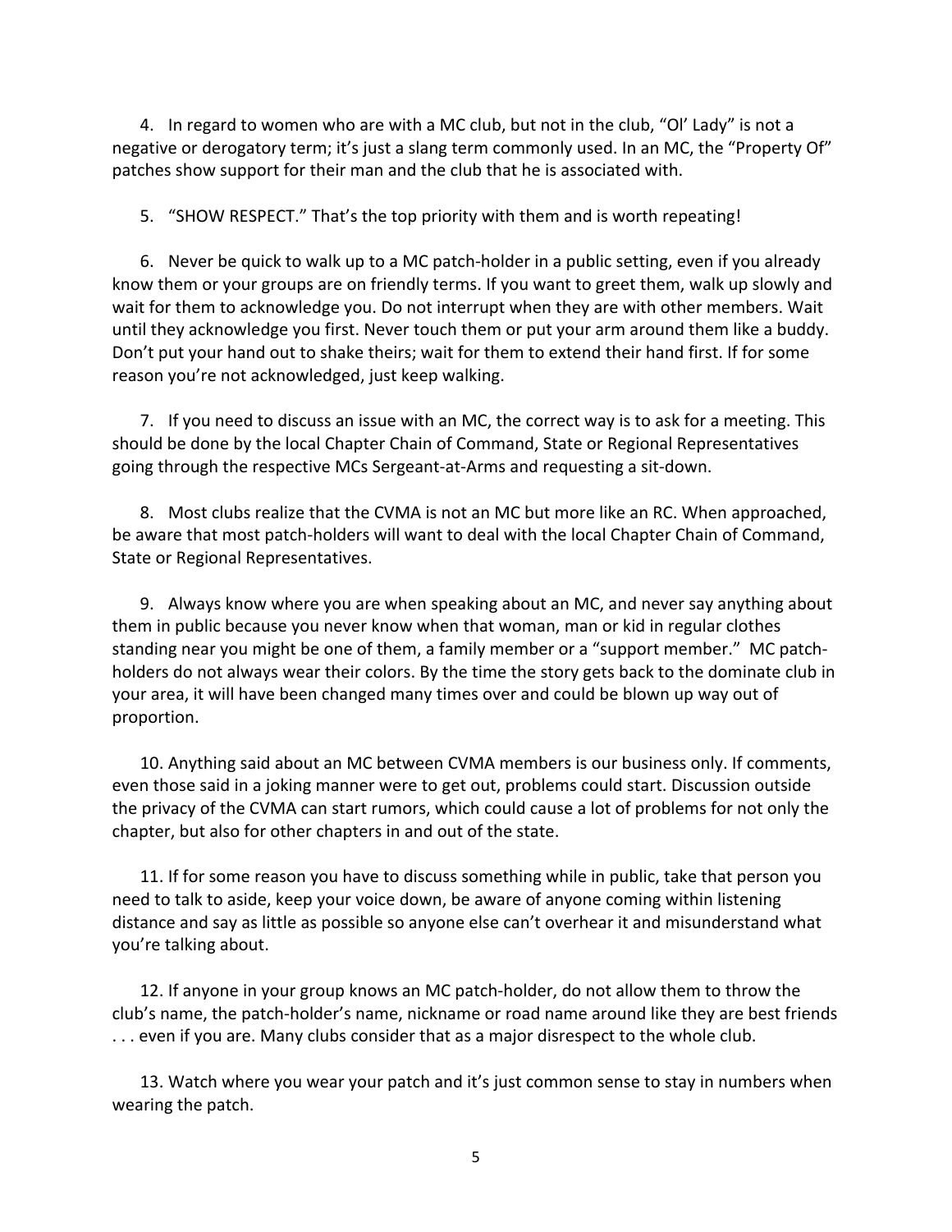4. In regard to women who are with a MC club, but not in the club, "Ol' Lady" is not a negative or derogatory term; it's just a slang term commonly used. In an MC, the "Property Of" patches show support for their man and the club that he is associated with.

5. "SHOW RESPECT." That's the top priority with them and is worth repeating!

6. Never be quick to walk up to a MC patch-holder in a public setting, even if you already know them or your groups are on friendly terms. If you want to greet them, walk up slowly and wait for them to acknowledge you. Do not interrupt when they are with other members. Wait until they acknowledge you first. Never touch them or put your arm around them like a buddy. Don't put your hand out to shake theirs; wait for them to extend their hand first. If for some reason you're not acknowledged, just keep walking.

7. If you need to discuss an issue with an MC, the correct way is to ask for a meeting. This should be done by the local Chapter Chain of Command, State or Regional Representatives going through the respective MCs Sergeant-at-Arms and requesting a sit-down.

8. Most clubs realize that the CVMA is not an MC but more like an RC. When approached, be aware that most patch-holders will want to deal with the local Chapter Chain of Command, State or Regional Representatives.

9. Always know where you are when speaking about an MC, and never say anything about them in public because you never know when that woman, man or kid in regular clothes standing near you might be one of them, a family member or a "support member." MC patch-holders do not always wear their colors. By the time the story gets back to the dominate club in your area, it will have been changed many times over and could be blown up way out of proportion.

10. Anything said about an MC between CVMA members is our business only. If comments, even those said in a joking manner were to get out, problems could start. Discussion outside the privacy of the CVMA can start rumors, which could cause a lot of problems for not only the chapter, but also for other chapters in and out of the state.

11. If for some reason you have to discuss something while in public, take that person you need to talk to aside, keep your voice down, be aware of anyone coming within listening distance and say as little as possible so anyone else can't overhear it and misunderstand what you're talking about.

12. If anyone in your group knows an MC patch-holder, do not allow them to throw the club's name, the patch-holder's name, nickname or road name around like they are best friends . . . even if you are. Many clubs consider that as a major disrespect to the whole club.

13. Watch where you wear your patch and it's just common sense to stay in numbers when wearing the patch.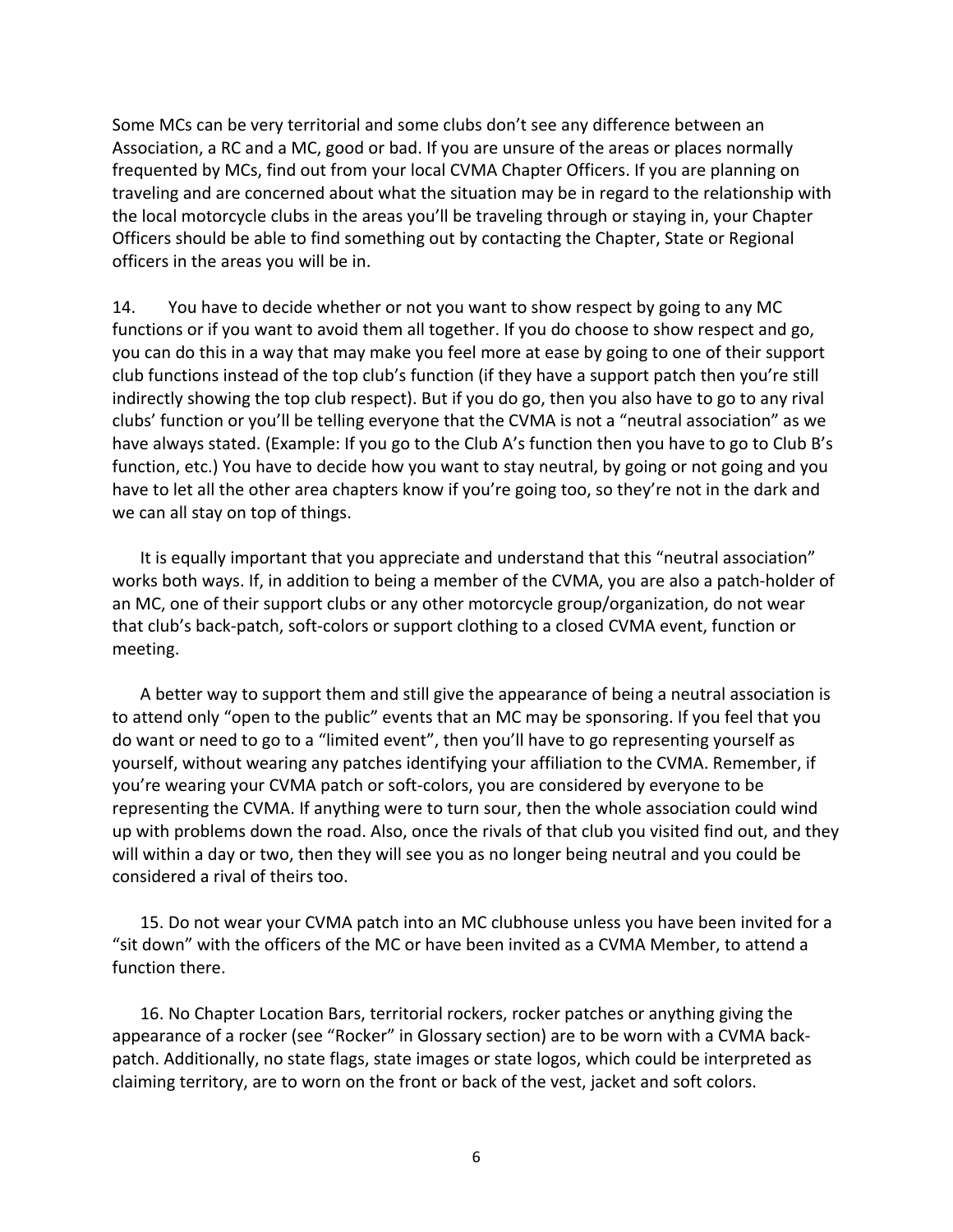Some MCs can be very territorial and some clubs don't see any difference between an Association, a RC and a MC, good or bad. If you are unsure of the areas or places normally frequented by MCs, find out from your local CVMA Chapter Officers. If you are planning on traveling and are concerned about what the situation may be in regard to the relationship with the local motorcycle clubs in the areas you'll be traveling through or staying in, your Chapter Officers should be able to find something out by contacting the Chapter, State or Regional officers in the areas you will be in.

14. You have to decide whether or not you want to show respect by going to any MC functions or if you want to avoid them all together. If you do choose to show respect and go, you can do this in a way that may make you feel more at ease by going to one of their support club functions instead of the top club's function (if they have a support patch then you're still indirectly showing the top club respect). But if you do go, then you also have to go to any rival clubs' function or you'll be telling everyone that the CVMA is not a "neutral association" as we have always stated. (Example: If you go to the Club A's function then you have to go to Club B's function, etc.) You have to decide how you want to stay neutral, by going or not going and you have to let all the other area chapters know if you're going too, so they're not in the dark and we can all stay on top of things.

It is equally important that you appreciate and understand that this "neutral association" works both ways. If, in addition to being a member of the CVMA, you are also a patch-holder of an MC, one of their support clubs or any other motorcycle group/organization, do not wear that club's back-patch, soft-colors or support clothing to a closed CVMA event, function or meeting.

A better way to support them and still give the appearance of being a neutral association is to attend only "open to the public" events that an MC may be sponsoring. If you feel that you do want or need to go to a "limited event", then you'll have to go representing yourself as yourself, without wearing any patches identifying your affiliation to the CVMA. Remember, if you're wearing your CVMA patch or soft-colors, you are considered by everyone to be representing the CVMA. If anything were to turn sour, then the whole association could wind up with problems down the road. Also, once the rivals of that club you visited find out, and they will within a day or two, then they will see you as no longer being neutral and you could be considered a rival of theirs too.

15. Do not wear your CVMA patch into an MC clubhouse unless you have been invited for a "sit down" with the officers of the MC or have been invited as a CVMA Member, to attend a function there.

16. No Chapter Location Bars, territorial rockers, rocker patches or anything giving the appearance of a rocker (see "Rocker" in Glossary section) are to be worn with a CVMA back-patch. Additionally, no state flags, state images or state logos, which could be interpreted as claiming territory, are to worn on the front or back of the vest, jacket and soft colors.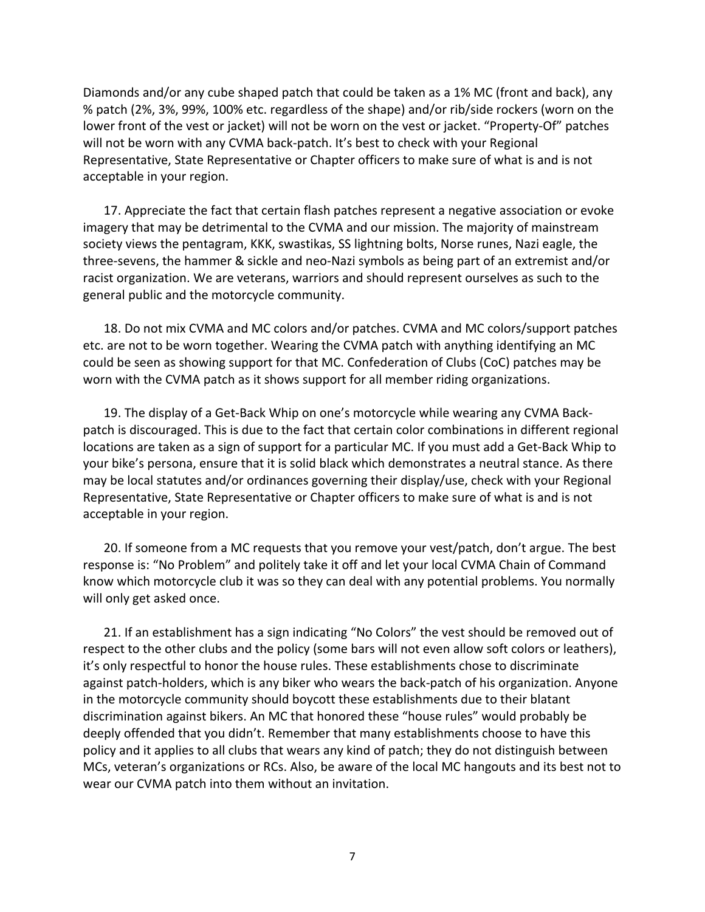Diamonds and/or any cube shaped patch that could be taken as a 1% MC (front and back), any % patch (2%, 3%, 99%, 100% etc. regardless of the shape) and/or rib/side rockers (worn on the lower front of the vest or jacket) will not be worn on the vest or jacket. "Property-Of" patches will not be worn with any CVMA back-patch. It's best to check with your Regional Representative, State Representative or Chapter officers to make sure of what is and is not acceptable in your region.

17. Appreciate the fact that certain flash patches represent a negative association or evoke imagery that may be detrimental to the CVMA and our mission. The majority of mainstream society views the pentagram, KKK, swastikas, SS lightning bolts, Norse runes, Nazi eagle, the three-sevens, the hammer & sickle and neo-Nazi symbols as being part of an extremist and/or racist organization. We are veterans, warriors and should represent ourselves as such to the general public and the motorcycle community.

18. Do not mix CVMA and MC colors and/or patches. CVMA and MC colors/support patches etc. are not to be worn together. Wearing the CVMA patch with anything identifying an MC could be seen as showing support for that MC. Confederation of Clubs (CoC) patches may be worn with the CVMA patch as it shows support for all member riding organizations.

19. The display of a Get-Back Whip on one's motorcycle while wearing any CVMA Back-patch is discouraged. This is due to the fact that certain color combinations in different regional locations are taken as a sign of support for a particular MC. If you must add a Get-Back Whip to your bike's persona, ensure that it is solid black which demonstrates a neutral stance. As there may be local statutes and/or ordinances governing their display/use, check with your Regional Representative, State Representative or Chapter officers to make sure of what is and is not acceptable in your region.

20. If someone from a MC requests that you remove your vest/patch, don't argue. The best response is: "No Problem" and politely take it off and let your local CVMA Chain of Command know which motorcycle club it was so they can deal with any potential problems. You normally will only get asked once.

21. If an establishment has a sign indicating "No Colors" the vest should be removed out of respect to the other clubs and the policy (some bars will not even allow soft colors or leathers), it's only respectful to honor the house rules. These establishments chose to discriminate against patch-holders, which is any biker who wears the back-patch of his organization. Anyone in the motorcycle community should boycott these establishments due to their blatant discrimination against bikers. An MC that honored these "house rules" would probably be deeply offended that you didn't. Remember that many establishments choose to have this policy and it applies to all clubs that wears any kind of patch; they do not distinguish between MCs, veteran's organizations or RCs. Also, be aware of the local MC hangouts and its best not to wear our CVMA patch into them without an invitation.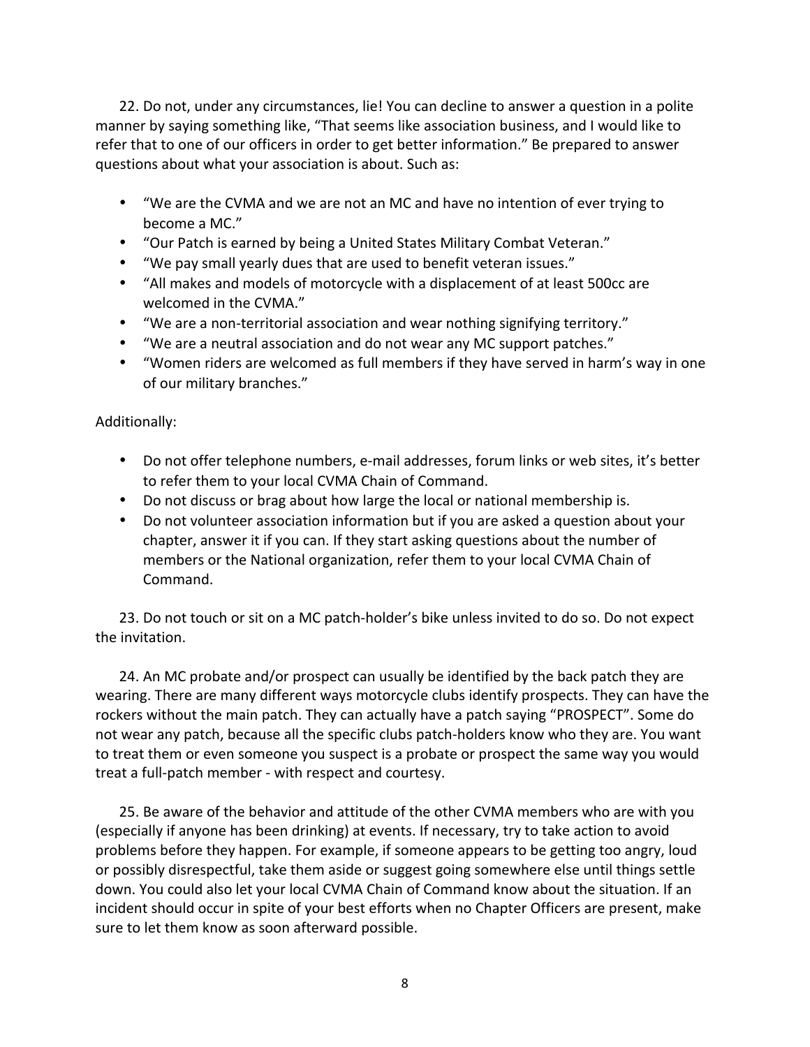22. Do not, under any circumstances, lie! You can decline to answer a question in a polite manner by saying something like, "That seems like association business, and I would like to refer that to one of our officers in order to get better information." Be prepared to answer questions about what your association is about. Such as:

- "We are the CVMA and we are not an MC and have no intention of ever trying to become a MC."
- "Our Patch is earned by being a United States Military Combat Veteran."
- "We pay small yearly dues that are used to benefit veteran issues."
- "All makes and models of motorcycle with a displacement of at least 500cc are welcomed in the CVMA."
- "We are a non-territorial association and wear nothing signifying territory."
- "We are a neutral association and do not wear any MC support patches."
- "Women riders are welcomed as full members if they have served in harm's way in one of our military branches."

Additionally:

- Do not offer telephone numbers, e-mail addresses, forum links or web sites, it's better to refer them to your local CVMA Chain of Command.
- Do not discuss or brag about how large the local or national membership is.
- Do not volunteer association information but if you are asked a question about your chapter, answer it if you can. If they start asking questions about the number of members or the National organization, refer them to your local CVMA Chain of Command.

23. Do not touch or sit on a MC patch-holder's bike unless invited to do so. Do not expect the invitation.

24. An MC probate and/or prospect can usually be identified by the back patch they are wearing. There are many different ways motorcycle clubs identify prospects. They can have the rockers without the main patch. They can actually have a patch saying "PROSPECT". Some do not wear any patch, because all the specific clubs patch-holders know who they are. You want to treat them or even someone you suspect is a probate or prospect the same way you would treat a full-patch member - with respect and courtesy.

25. Be aware of the behavior and attitude of the other CVMA members who are with you (especially if anyone has been drinking) at events. If necessary, try to take action to avoid problems before they happen. For example, if someone appears to be getting too angry, loud or possibly disrespectful, take them aside or suggest going somewhere else until things settle down. You could also let your local CVMA Chain of Command know about the situation. If an incident should occur in spite of your best efforts when no Chapter Officers are present, make sure to let them know as soon afterward possible.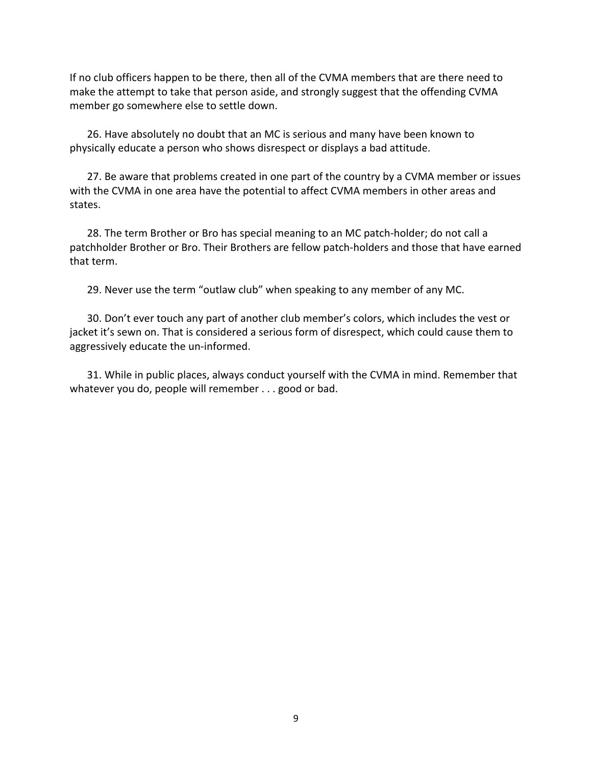If no club officers happen to be there, then all of the CVMA members that are there need to make the attempt to take that person aside, and strongly suggest that the offending CVMA member go somewhere else to settle down.

26. Have absolutely no doubt that an MC is serious and many have been known to physically educate a person who shows disrespect or displays a bad attitude.

27. Be aware that problems created in one part of the country by a CVMA member or issues with the CVMA in one area have the potential to affect CVMA members in other areas and states.

28. The term Brother or Bro has special meaning to an MC patch-holder; do not call a patchholder Brother or Bro. Their Brothers are fellow patch-holders and those that have earned that term.

29. Never use the term "outlaw club" when speaking to any member of any MC.

30. Don't ever touch any part of another club member's colors, which includes the vest or jacket it's sewn on. That is considered a serious form of disrespect, which could cause them to aggressively educate the un-informed.

31. While in public places, always conduct yourself with the CVMA in mind. Remember that whatever you do, people will remember . . . good or bad.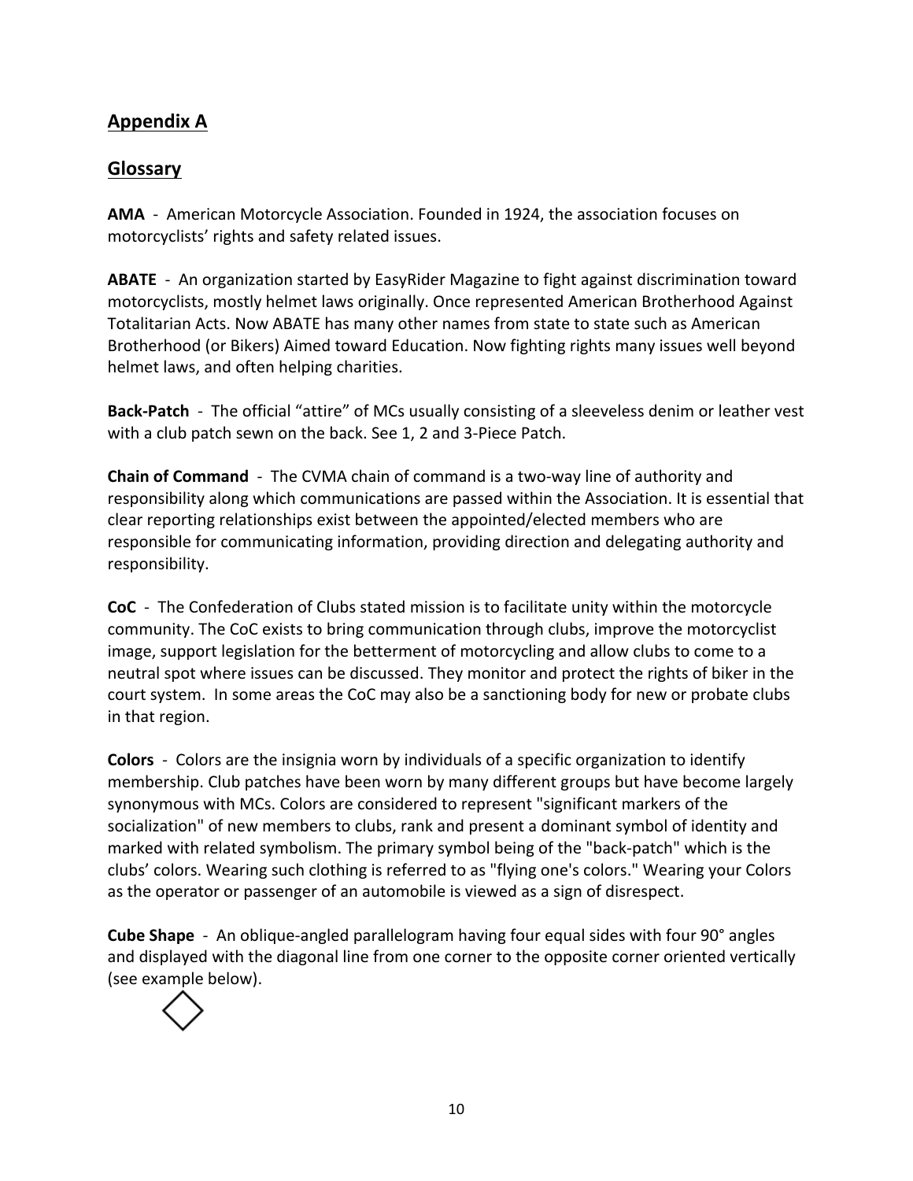## Appendix A

## Glossary

**AMA** - American Motorcycle Association. Founded in 1924, the association focuses on motorcyclists' rights and safety related issues.

**ABATE** - An organization started by EasyRider Magazine to fight against discrimination toward motorcyclists, mostly helmet laws originally. Once represented American Brotherhood Against Totalitarian Acts. Now ABATE has many other names from state to state such as American Brotherhood (or Bikers) Aimed toward Education. Now fighting rights many issues well beyond helmet laws, and often helping charities.

**Back-Patch** - The official "attire" of MCs usually consisting of a sleeveless denim or leather vest with a club patch sewn on the back. See 1, 2 and 3-Piece Patch.

**Chain of Command** - The CVMA chain of command is a two-way line of authority and responsibility along which communications are passed within the Association. It is essential that clear reporting relationships exist between the appointed/elected members who are responsible for communicating information, providing direction and delegating authority and responsibility.

**CoC** - The Confederation of Clubs stated mission is to facilitate unity within the motorcycle community. The CoC exists to bring communication through clubs, improve the motorcyclist image, support legislation for the betterment of motorcycling and allow clubs to come to a neutral spot where issues can be discussed. They monitor and protect the rights of biker in the court system. In some areas the CoC may also be a sanctioning body for new or probate clubs in that region.

**Colors** - Colors are the insignia worn by individuals of a specific organization to identify membership. Club patches have been worn by many different groups but have become largely synonymous with MCs. Colors are considered to represent "significant markers of the socialization" of new members to clubs, rank and present a dominant symbol of identity and marked with related symbolism. The primary symbol being of the "back-patch" which is the clubs' colors. Wearing such clothing is referred to as "flying one's colors." Wearing your Colors as the operator or passenger of an automobile is viewed as a sign of disrespect.

**Cube Shape** - An oblique-angled parallelogram having four equal sides with four 90° angles and displayed with the diagonal line from one corner to the opposite corner oriented vertically (see example below).

◇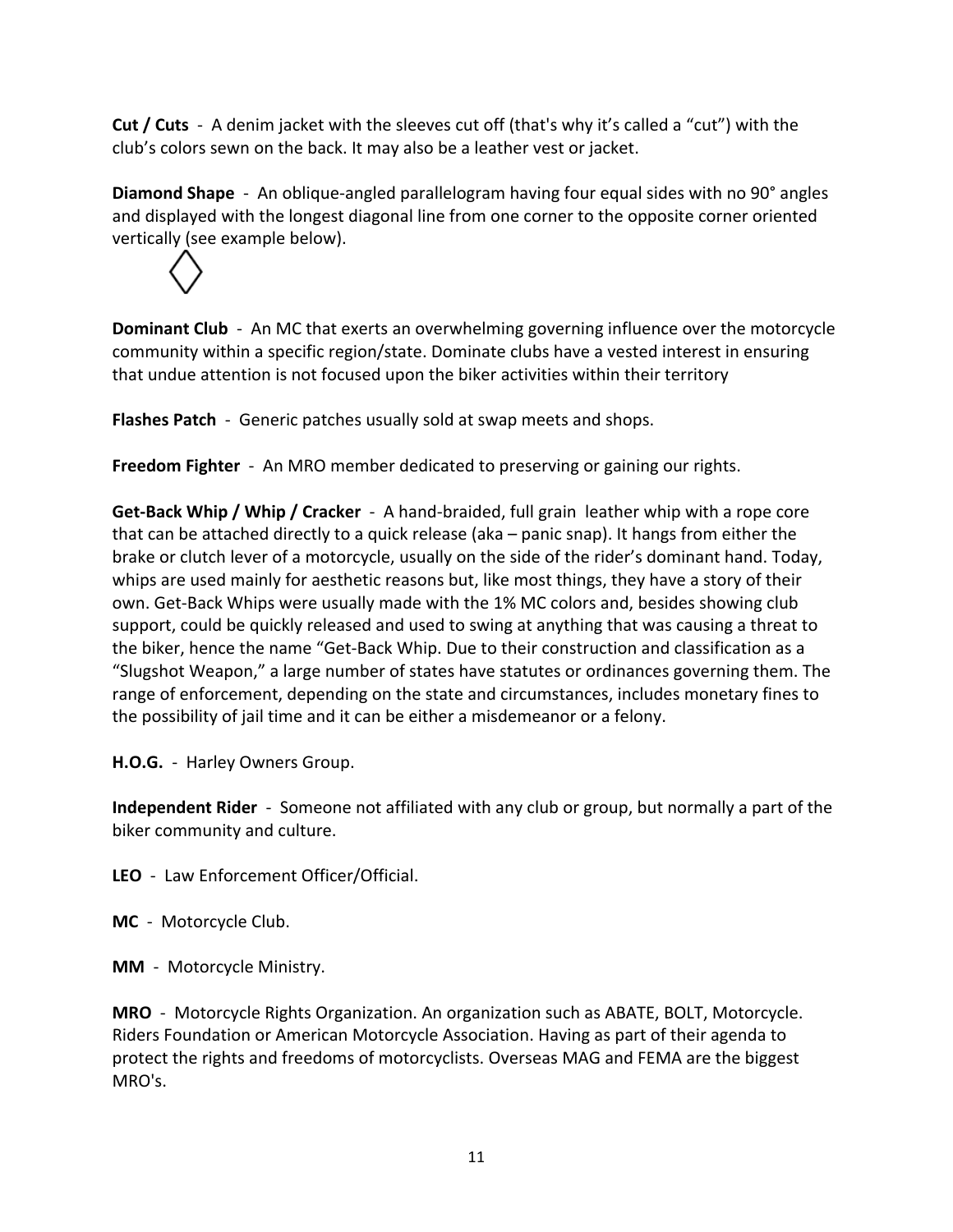**Cut / Cuts** - A denim jacket with the sleeves cut off (that's why it's called a "cut") with the club's colors sewn on the back. It may also be a leather vest or jacket.

**Diamond Shape** - An oblique-angled parallelogram having four equal sides with no 90° angles and displayed with the longest diagonal line from one corner to the opposite corner oriented vertically (see example below).

**Dominant Club** - An MC that exerts an overwhelming governing influence over the motorcycle community within a specific region/state. Dominate clubs have a vested interest in ensuring that undue attention is not focused upon the biker activities within their territory

**Flashes Patch** - Generic patches usually sold at swap meets and shops.

**Freedom Fighter** - An MRO member dedicated to preserving or gaining our rights.

**Get-Back Whip / Whip / Cracker** - A hand-braided, full grain leather whip with a rope core that can be attached directly to a quick release (aka – panic snap). It hangs from either the brake or clutch lever of a motorcycle, usually on the side of the rider's dominant hand. Today, whips are used mainly for aesthetic reasons but, like most things, they have a story of their own. Get-Back Whips were usually made with the 1% MC colors and, besides showing club support, could be quickly released and used to swing at anything that was causing a threat to the biker, hence the name "Get-Back Whip. Due to their construction and classification as a "Slugshot Weapon," a large number of states have statutes or ordinances governing them. The range of enforcement, depending on the state and circumstances, includes monetary fines to the possibility of jail time and it can be either a misdemeanor or a felony.

**H.O.G.** - Harley Owners Group.

**Independent Rider** - Someone not affiliated with any club or group, but normally a part of the biker community and culture.

**LEO** - Law Enforcement Officer/Official.

**MC** - Motorcycle Club.

**MM** - Motorcycle Ministry.

**MRO** - Motorcycle Rights Organization. An organization such as ABATE, BOLT, Motorcycle. Riders Foundation or American Motorcycle Association. Having as part of their agenda to protect the rights and freedoms of motorcyclists. Overseas MAG and FEMA are the biggest MRO's.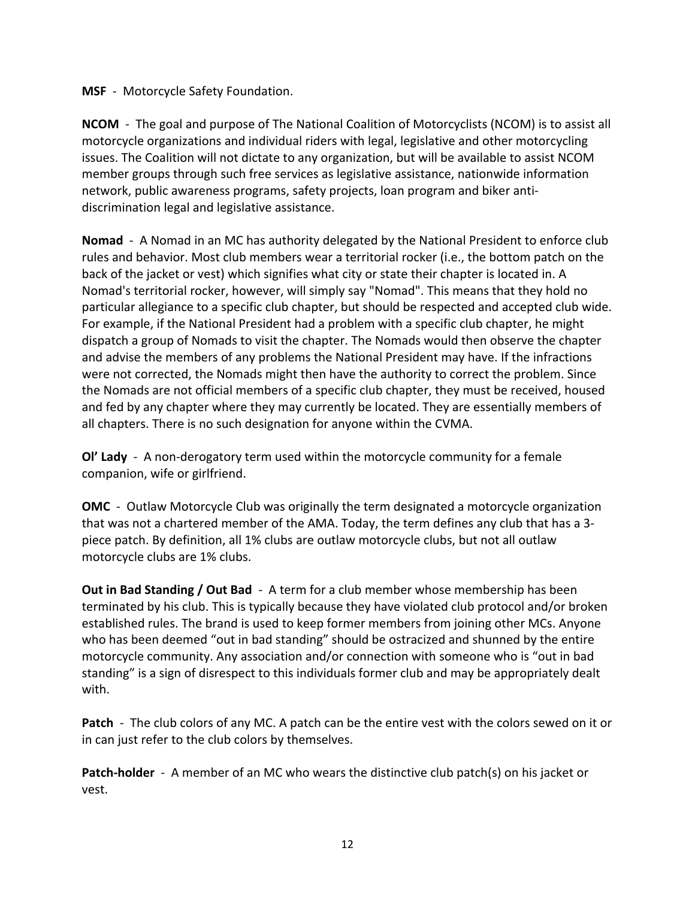**MSF** - Motorcycle Safety Foundation.

**NCOM** - The goal and purpose of The National Coalition of Motorcyclists (NCOM) is to assist all motorcycle organizations and individual riders with legal, legislative and other motorcycling issues. The Coalition will not dictate to any organization, but will be available to assist NCOM member groups through such free services as legislative assistance, nationwide information network, public awareness programs, safety projects, loan program and biker anti-discrimination legal and legislative assistance.

**Nomad** - A Nomad in an MC has authority delegated by the National President to enforce club rules and behavior. Most club members wear a territorial rocker (i.e., the bottom patch on the back of the jacket or vest) which signifies what city or state their chapter is located in. A Nomad's territorial rocker, however, will simply say "Nomad". This means that they hold no particular allegiance to a specific club chapter, but should be respected and accepted club wide. For example, if the National President had a problem with a specific club chapter, he might dispatch a group of Nomads to visit the chapter. The Nomads would then observe the chapter and advise the members of any problems the National President may have. If the infractions were not corrected, the Nomads might then have the authority to correct the problem. Since the Nomads are not official members of a specific club chapter, they must be received, housed and fed by any chapter where they may currently be located. They are essentially members of all chapters. There is no such designation for anyone within the CVMA.

**Ol' Lady** - A non-derogatory term used within the motorcycle community for a female companion, wife or girlfriend.

**OMC** - Outlaw Motorcycle Club was originally the term designated a motorcycle organization that was not a chartered member of the AMA. Today, the term defines any club that has a 3-piece patch. By definition, all 1% clubs are outlaw motorcycle clubs, but not all outlaw motorcycle clubs are 1% clubs.

**Out in Bad Standing / Out Bad** - A term for a club member whose membership has been terminated by his club. This is typically because they have violated club protocol and/or broken established rules. The brand is used to keep former members from joining other MCs. Anyone who has been deemed "out in bad standing" should be ostracized and shunned by the entire motorcycle community. Any association and/or connection with someone who is "out in bad standing" is a sign of disrespect to this individuals former club and may be appropriately dealt with.

**Patch** - The club colors of any MC. A patch can be the entire vest with the colors sewed on it or in can just refer to the club colors by themselves.

**Patch-holder** - A member of an MC who wears the distinctive club patch(s) on his jacket or vest.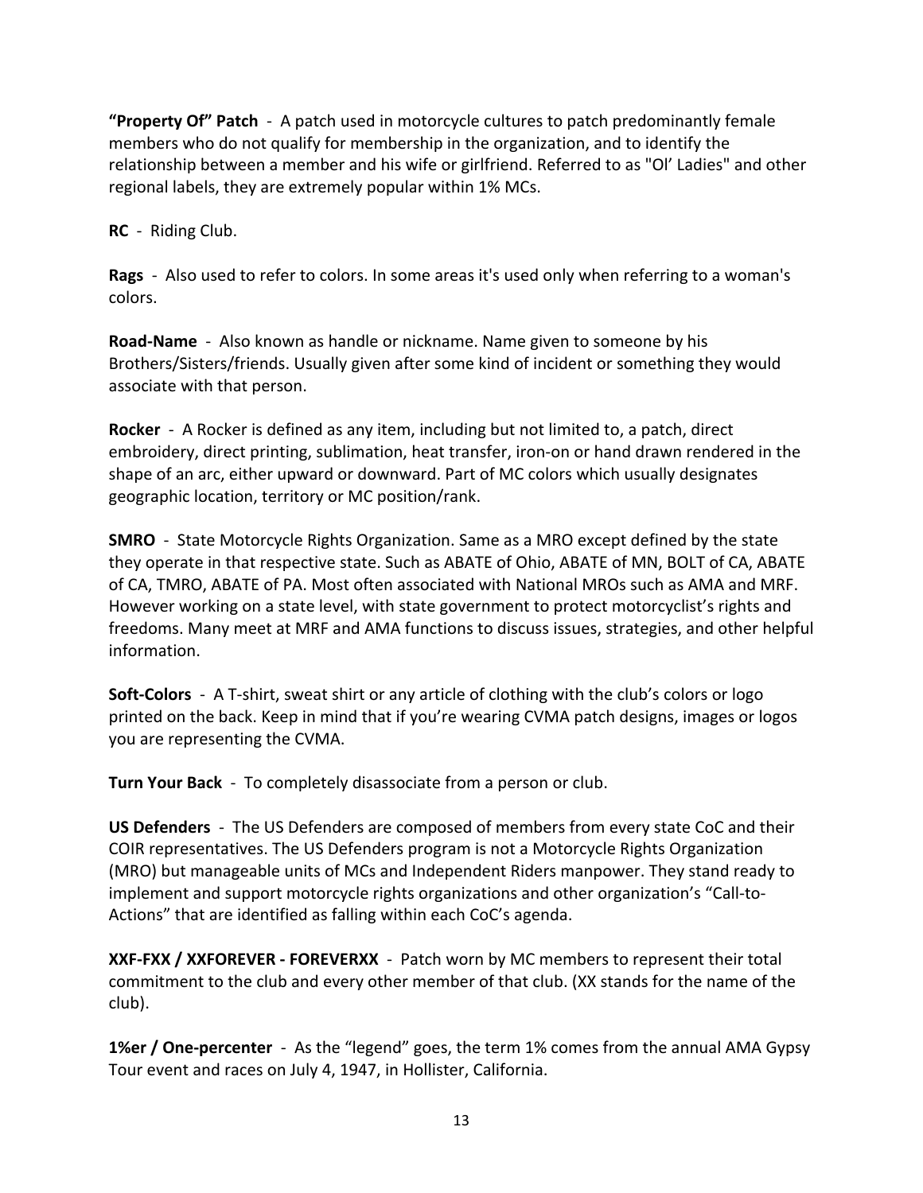**"Property Of" Patch** - A patch used in motorcycle cultures to patch predominantly female members who do not qualify for membership in the organization, and to identify the relationship between a member and his wife or girlfriend. Referred to as "Ol' Ladies" and other regional labels, they are extremely popular within 1% MCs.

**RC** - Riding Club.

**Rags** - Also used to refer to colors. In some areas it's used only when referring to a woman's colors.

**Road-Name** - Also known as handle or nickname. Name given to someone by his Brothers/Sisters/friends. Usually given after some kind of incident or something they would associate with that person.

**Rocker** - A Rocker is defined as any item, including but not limited to, a patch, direct embroidery, direct printing, sublimation, heat transfer, iron-on or hand drawn rendered in the shape of an arc, either upward or downward. Part of MC colors which usually designates geographic location, territory or MC position/rank.

**SMRO** - State Motorcycle Rights Organization. Same as a MRO except defined by the state they operate in that respective state. Such as ABATE of Ohio, ABATE of MN, BOLT of CA, ABATE of CA, TMRO, ABATE of PA. Most often associated with National MROs such as AMA and MRF. However working on a state level, with state government to protect motorcyclist's rights and freedoms. Many meet at MRF and AMA functions to discuss issues, strategies, and other helpful information.

**Soft-Colors** - A T-shirt, sweat shirt or any article of clothing with the club's colors or logo printed on the back. Keep in mind that if you're wearing CVMA patch designs, images or logos you are representing the CVMA.

**Turn Your Back** - To completely disassociate from a person or club.

**US Defenders** - The US Defenders are composed of members from every state CoC and their COIR representatives. The US Defenders program is not a Motorcycle Rights Organization (MRO) but manageable units of MCs and Independent Riders manpower. They stand ready to implement and support motorcycle rights organizations and other organization's "Call-to-Actions" that are identified as falling within each CoC's agenda.

**XXF-FXX / XXFOREVER - FOREVERXX** - Patch worn by MC members to represent their total commitment to the club and every other member of that club. (XX stands for the name of the club).

**1%er / One-percenter** - As the "legend" goes, the term 1% comes from the annual AMA Gypsy Tour event and races on July 4, 1947, in Hollister, California.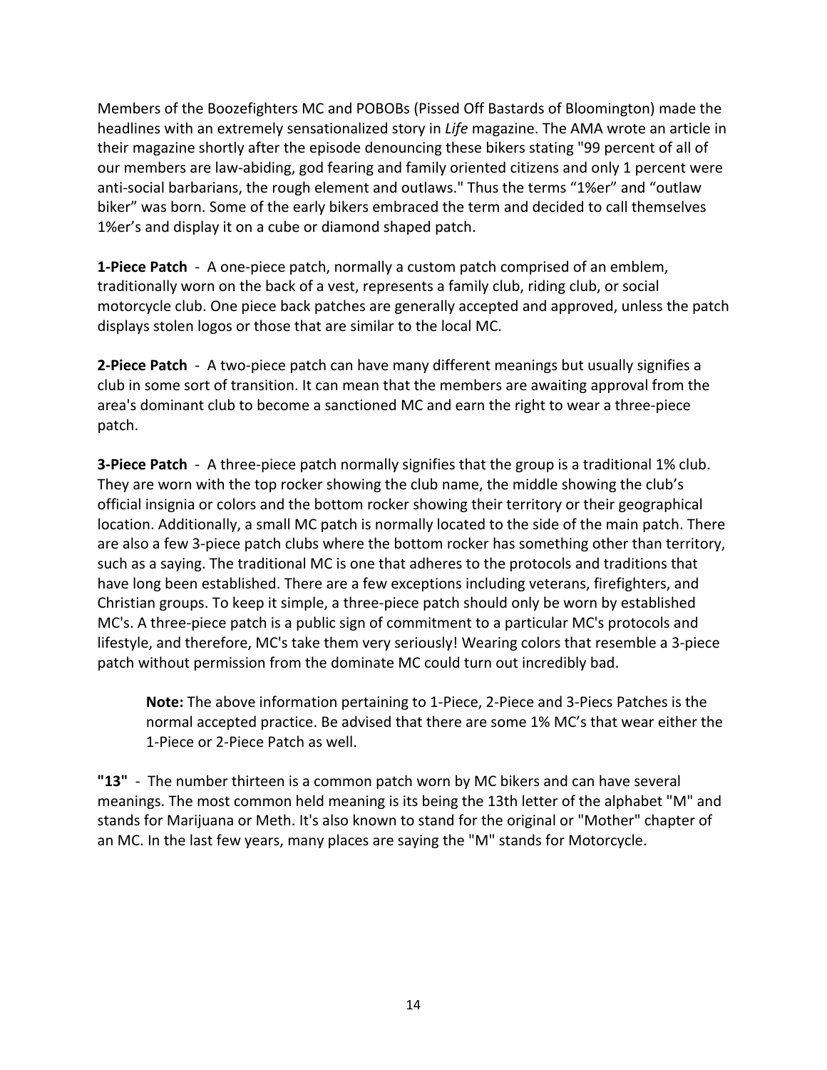Members of the Boozefighters MC and POBOBs (Pissed Off Bastards of Bloomington) made the headlines with an extremely sensationalized story in *Life* magazine. The AMA wrote an article in their magazine shortly after the episode denouncing these bikers stating "99 percent of all of our members are law-abiding, god fearing and family oriented citizens and only 1 percent were anti-social barbarians, the rough element and outlaws." Thus the terms “1%er” and “outlaw biker” was born. Some of the early bikers embraced the term and decided to call themselves 1%er’s and display it on a cube or diamond shaped patch.

**1-Piece Patch** - A one-piece patch, normally a custom patch comprised of an emblem, traditionally worn on the back of a vest, represents a family club, riding club, or social motorcycle club. One piece back patches are generally accepted and approved, unless the patch displays stolen logos or those that are similar to the local MC.

**2-Piece Patch** - A two-piece patch can have many different meanings but usually signifies a club in some sort of transition. It can mean that the members are awaiting approval from the area's dominant club to become a sanctioned MC and earn the right to wear a three-piece patch.

**3-Piece Patch** - A three-piece patch normally signifies that the group is a traditional 1% club. They are worn with the top rocker showing the club name, the middle showing the club’s official insignia or colors and the bottom rocker showing their territory or their geographical location. Additionally, a small MC patch is normally located to the side of the main patch. There are also a few 3-piece patch clubs where the bottom rocker has something other than territory, such as a saying. The traditional MC is one that adheres to the protocols and traditions that have long been established. There are a few exceptions including veterans, firefighters, and Christian groups. To keep it simple, a three-piece patch should only be worn by established MC's. A three-piece patch is a public sign of commitment to a particular MC's protocols and lifestyle, and therefore, MC's take them very seriously! Wearing colors that resemble a 3-piece patch without permission from the dominate MC could turn out incredibly bad.

> **Note:** The above information pertaining to 1-Piece, 2-Piece and 3-Piecs Patches is the normal accepted practice. Be advised that there are some 1% MC’s that wear either the 1-Piece or 2-Piece Patch as well.

**"13"** - The number thirteen is a common patch worn by MC bikers and can have several meanings. The most common held meaning is its being the 13th letter of the alphabet "M" and stands for Marijuana or Meth. It's also known to stand for the original or "Mother" chapter of an MC. In the last few years, many places are saying the "M" stands for Motorcycle.